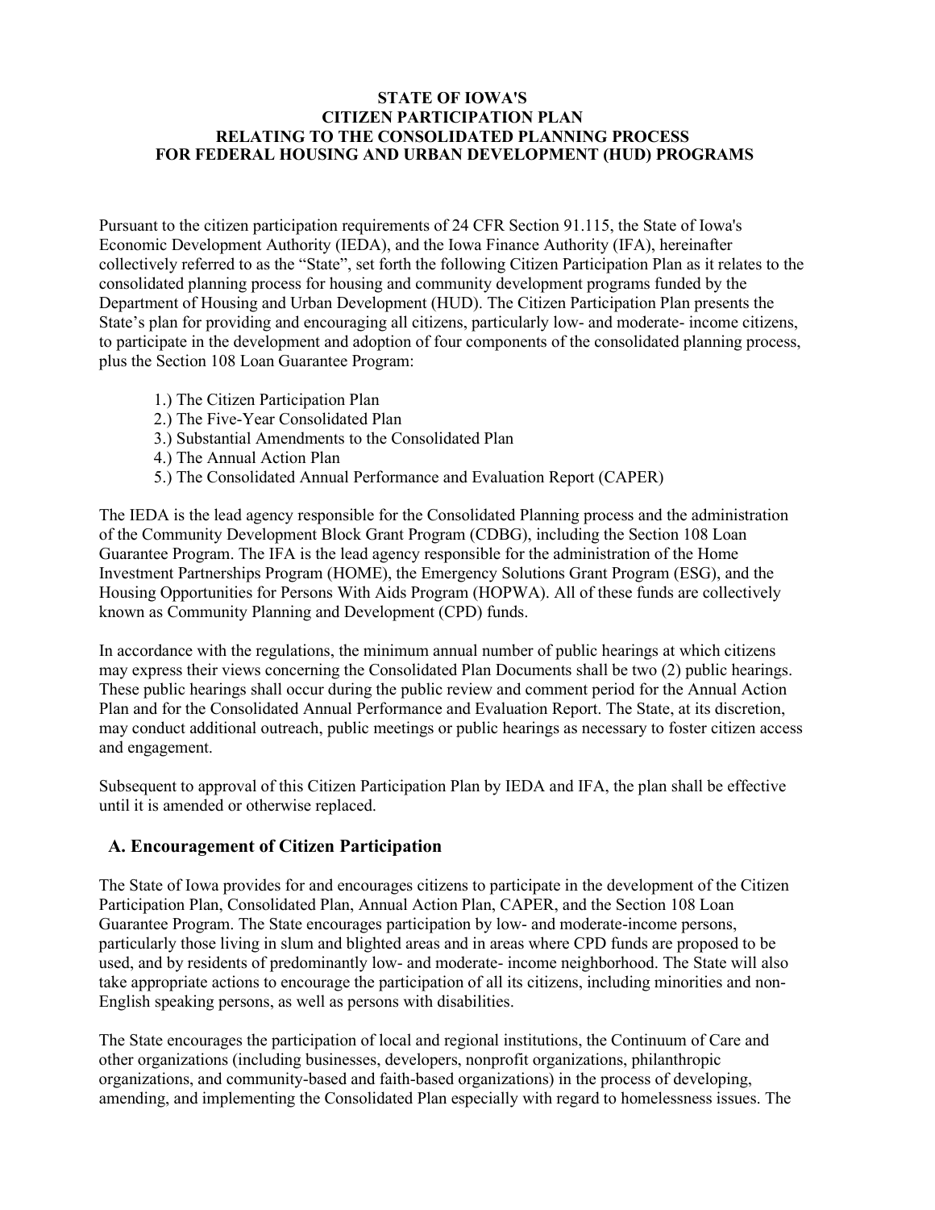**STATE OF IOWA'S**
**CITIZEN PARTICIPATION PLAN**
**RELATING TO THE CONSOLIDATED PLANNING PROCESS**
**FOR FEDERAL HOUSING AND URBAN DEVELOPMENT (HUD) PROGRAMS**

Pursuant to the citizen participation requirements of 24 CFR Section 91.115, the State of Iowa's Economic Development Authority (IEDA), and the Iowa Finance Authority (IFA), hereinafter collectively referred to as the "State", set forth the following Citizen Participation Plan as it relates to the consolidated planning process for housing and community development programs funded by the Department of Housing and Urban Development (HUD). The Citizen Participation Plan presents the State's plan for providing and encouraging all citizens, particularly low- and moderate- income citizens, to participate in the development and adoption of four components of the consolidated planning process, plus the Section 108 Loan Guarantee Program:

1.) The Citizen Participation Plan
2.) The Five-Year Consolidated Plan
3.) Substantial Amendments to the Consolidated Plan
4.) The Annual Action Plan
5.) The Consolidated Annual Performance and Evaluation Report (CAPER)

The IEDA is the lead agency responsible for the Consolidated Planning process and the administration of the Community Development Block Grant Program (CDBG), including the Section 108 Loan Guarantee Program. The IFA is the lead agency responsible for the administration of the Home Investment Partnerships Program (HOME), the Emergency Solutions Grant Program (ESG), and the Housing Opportunities for Persons With Aids Program (HOPWA). All of these funds are collectively known as Community Planning and Development (CPD) funds.

In accordance with the regulations, the minimum annual number of public hearings at which citizens may express their views concerning the Consolidated Plan Documents shall be two (2) public hearings. These public hearings shall occur during the public review and comment period for the Annual Action Plan and for the Consolidated Annual Performance and Evaluation Report. The State, at its discretion, may conduct additional outreach, public meetings or public hearings as necessary to foster citizen access and engagement.

Subsequent to approval of this Citizen Participation Plan by IEDA and IFA, the plan shall be effective until it is amended or otherwise replaced.

## A. Encouragement of Citizen Participation

The State of Iowa provides for and encourages citizens to participate in the development of the Citizen Participation Plan, Consolidated Plan, Annual Action Plan, CAPER, and the Section 108 Loan Guarantee Program. The State encourages participation by low- and moderate-income persons, particularly those living in slum and blighted areas and in areas where CPD funds are proposed to be used, and by residents of predominantly low- and moderate- income neighborhood. The State will also take appropriate actions to encourage the participation of all its citizens, including minorities and non-English speaking persons, as well as persons with disabilities.

The State encourages the participation of local and regional institutions, the Continuum of Care and other organizations (including businesses, developers, nonprofit organizations, philanthropic organizations, and community-based and faith-based organizations) in the process of developing, amending, and implementing the Consolidated Plan especially with regard to homelessness issues. The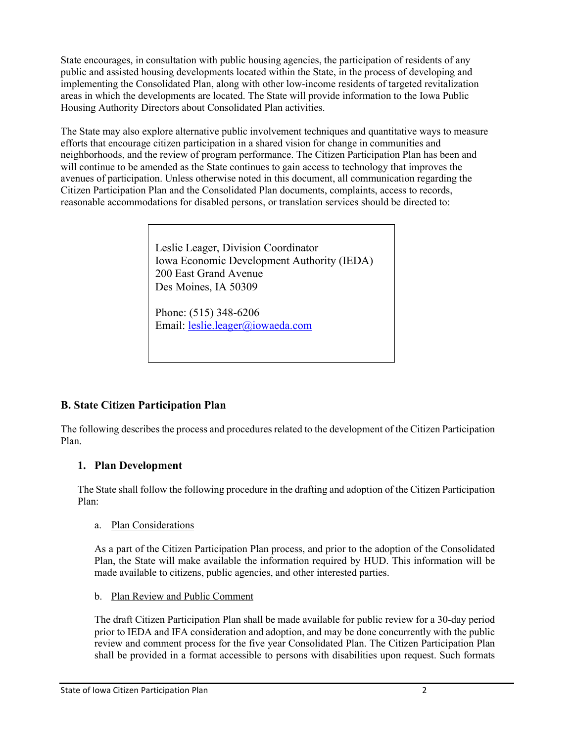State encourages, in consultation with public housing agencies, the participation of residents of any public and assisted housing developments located within the State, in the process of developing and implementing the Consolidated Plan, along with other low-income residents of targeted revitalization areas in which the developments are located. The State will provide information to the Iowa Public Housing Authority Directors about Consolidated Plan activities.

The State may also explore alternative public involvement techniques and quantitative ways to measure efforts that encourage citizen participation in a shared vision for change in communities and neighborhoods, and the review of program performance. The Citizen Participation Plan has been and will continue to be amended as the State continues to gain access to technology that improves the avenues of participation. Unless otherwise noted in this document, all communication regarding the Citizen Participation Plan and the Consolidated Plan documents, complaints, access to records, reasonable accommodations for disabled persons, or translation services should be directed to:

> Leslie Leager, Division Coordinator
> Iowa Economic Development Authority (IEDA)
> 200 East Grand Avenue
> Des Moines, IA 50309
>
> Phone: (515) 348-6206
> Email: leslie.leager@iowaeda.com

## B. State Citizen Participation Plan

The following describes the process and procedures related to the development of the Citizen Participation Plan.

### 1. Plan Development

The State shall follow the following procedure in the drafting and adoption of the Citizen Participation Plan:

a. Plan Considerations

As a part of the Citizen Participation Plan process, and prior to the adoption of the Consolidated Plan, the State will make available the information required by HUD. This information will be made available to citizens, public agencies, and other interested parties.

b. Plan Review and Public Comment

The draft Citizen Participation Plan shall be made available for public review for a 30-day period prior to IEDA and IFA consideration and adoption, and may be done concurrently with the public review and comment process for the five year Consolidated Plan. The Citizen Participation Plan shall be provided in a format accessible to persons with disabilities upon request. Such formats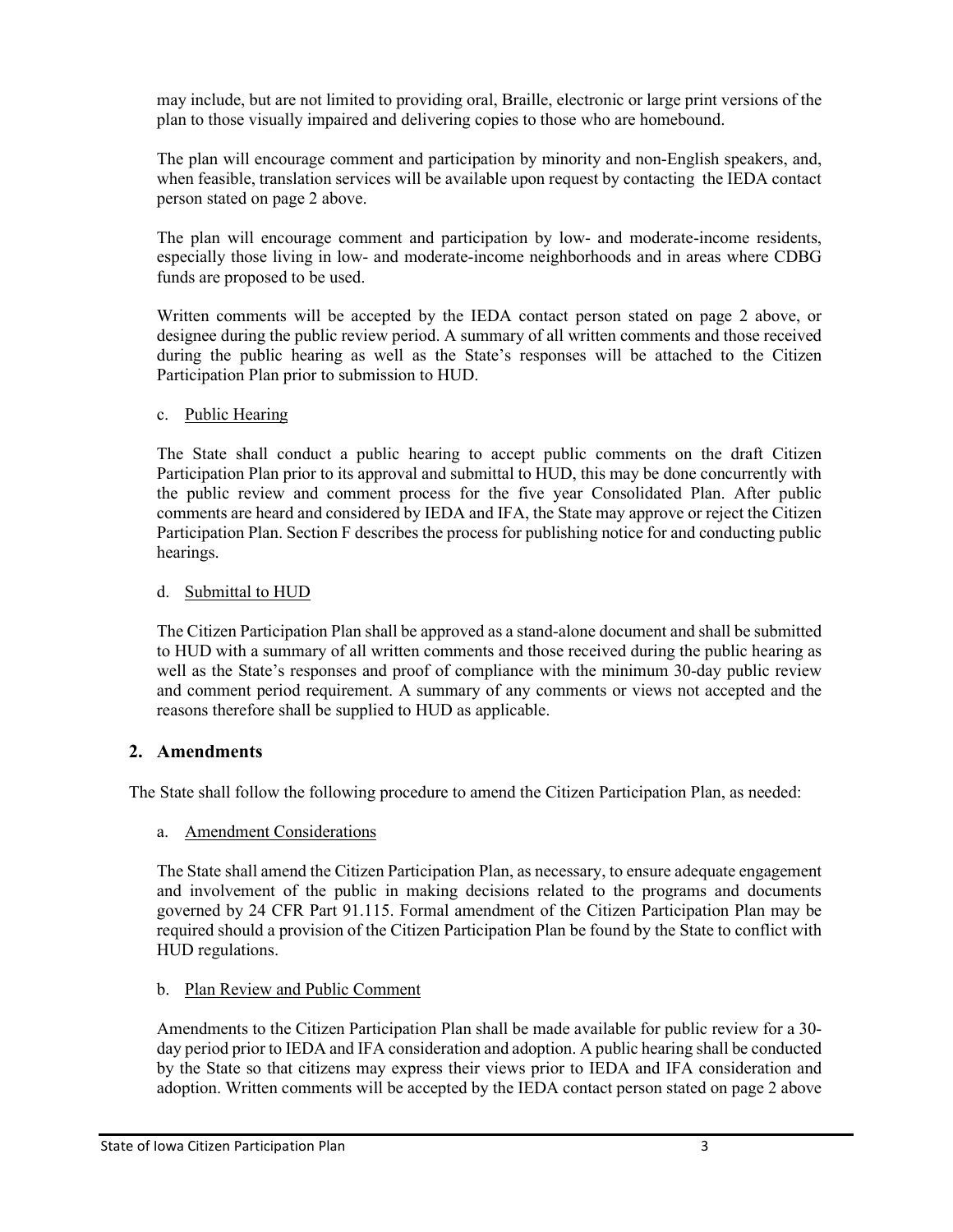may include, but are not limited to providing oral, Braille, electronic or large print versions of the plan to those visually impaired and delivering copies to those who are homebound.

The plan will encourage comment and participation by minority and non-English speakers, and, when feasible, translation services will be available upon request by contacting the IEDA contact person stated on page 2 above.

The plan will encourage comment and participation by low- and moderate-income residents, especially those living in low- and moderate-income neighborhoods and in areas where CDBG funds are proposed to be used.

Written comments will be accepted by the IEDA contact person stated on page 2 above, or designee during the public review period. A summary of all written comments and those received during the public hearing as well as the State's responses will be attached to the Citizen Participation Plan prior to submission to HUD.

c. <u>Public Hearing</u>

The State shall conduct a public hearing to accept public comments on the draft Citizen Participation Plan prior to its approval and submittal to HUD, this may be done concurrently with the public review and comment process for the five year Consolidated Plan. After public comments are heard and considered by IEDA and IFA, the State may approve or reject the Citizen Participation Plan. Section F describes the process for publishing notice for and conducting public hearings.

d. <u>Submittal to HUD</u>

The Citizen Participation Plan shall be approved as a stand-alone document and shall be submitted to HUD with a summary of all written comments and those received during the public hearing as well as the State's responses and proof of compliance with the minimum 30-day public review and comment period requirement. A summary of any comments or views not accepted and the reasons therefore shall be supplied to HUD as applicable.

## 2. Amendments

The State shall follow the following procedure to amend the Citizen Participation Plan, as needed:

a. <u>Amendment Considerations</u>

The State shall amend the Citizen Participation Plan, as necessary, to ensure adequate engagement and involvement of the public in making decisions related to the programs and documents governed by 24 CFR Part 91.115. Formal amendment of the Citizen Participation Plan may be required should a provision of the Citizen Participation Plan be found by the State to conflict with HUD regulations.

b. <u>Plan Review and Public Comment</u>

Amendments to the Citizen Participation Plan shall be made available for public review for a 30-day period prior to IEDA and IFA consideration and adoption. A public hearing shall be conducted by the State so that citizens may express their views prior to IEDA and IFA consideration and adoption. Written comments will be accepted by the IEDA contact person stated on page 2 above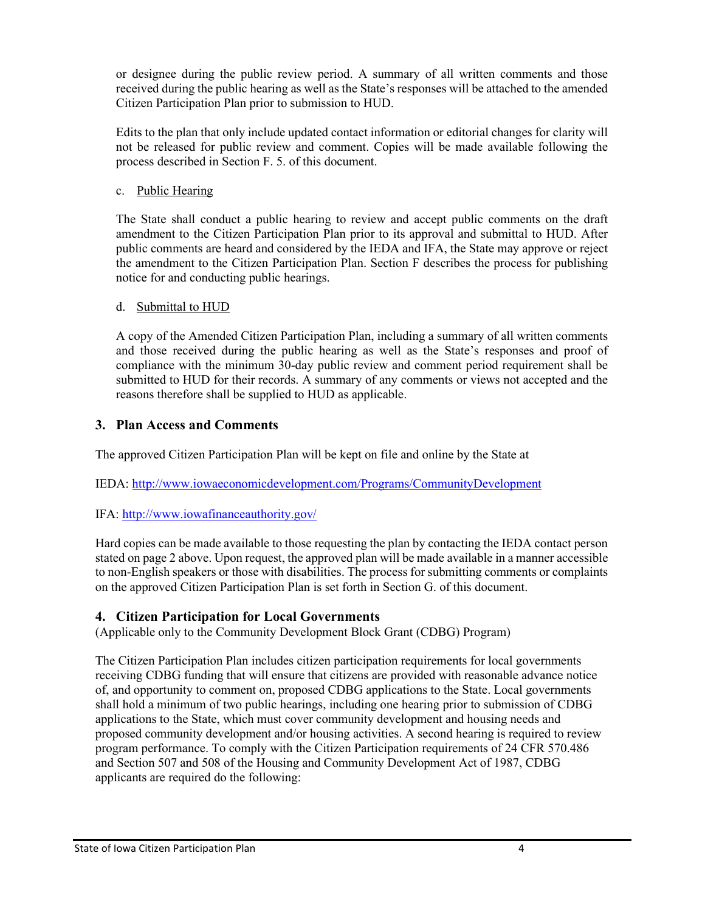or designee during the public review period. A summary of all written comments and those received during the public hearing as well as the State's responses will be attached to the amended Citizen Participation Plan prior to submission to HUD.

Edits to the plan that only include updated contact information or editorial changes for clarity will not be released for public review and comment. Copies will be made available following the process described in Section F. 5. of this document.

c. Public Hearing

The State shall conduct a public hearing to review and accept public comments on the draft amendment to the Citizen Participation Plan prior to its approval and submittal to HUD. After public comments are heard and considered by the IEDA and IFA, the State may approve or reject the amendment to the Citizen Participation Plan. Section F describes the process for publishing notice for and conducting public hearings.

d. Submittal to HUD

A copy of the Amended Citizen Participation Plan, including a summary of all written comments and those received during the public hearing as well as the State's responses and proof of compliance with the minimum 30-day public review and comment period requirement shall be submitted to HUD for their records. A summary of any comments or views not accepted and the reasons therefore shall be supplied to HUD as applicable.

### 3. Plan Access and Comments

The approved Citizen Participation Plan will be kept on file and online by the State at

IEDA: http://www.iowaeconomicdevelopment.com/Programs/CommunityDevelopment

IFA: http://www.iowafinanceauthority.gov/

Hard copies can be made available to those requesting the plan by contacting the IEDA contact person stated on page 2 above. Upon request, the approved plan will be made available in a manner accessible to non-English speakers or those with disabilities. The process for submitting comments or complaints on the approved Citizen Participation Plan is set forth in Section G. of this document.

### 4. Citizen Participation for Local Governments

(Applicable only to the Community Development Block Grant (CDBG) Program)

The Citizen Participation Plan includes citizen participation requirements for local governments receiving CDBG funding that will ensure that citizens are provided with reasonable advance notice of, and opportunity to comment on, proposed CDBG applications to the State. Local governments shall hold a minimum of two public hearings, including one hearing prior to submission of CDBG applications to the State, which must cover community development and housing needs and proposed community development and/or housing activities. A second hearing is required to review program performance. To comply with the Citizen Participation requirements of 24 CFR 570.486 and Section 507 and 508 of the Housing and Community Development Act of 1987, CDBG applicants are required do the following: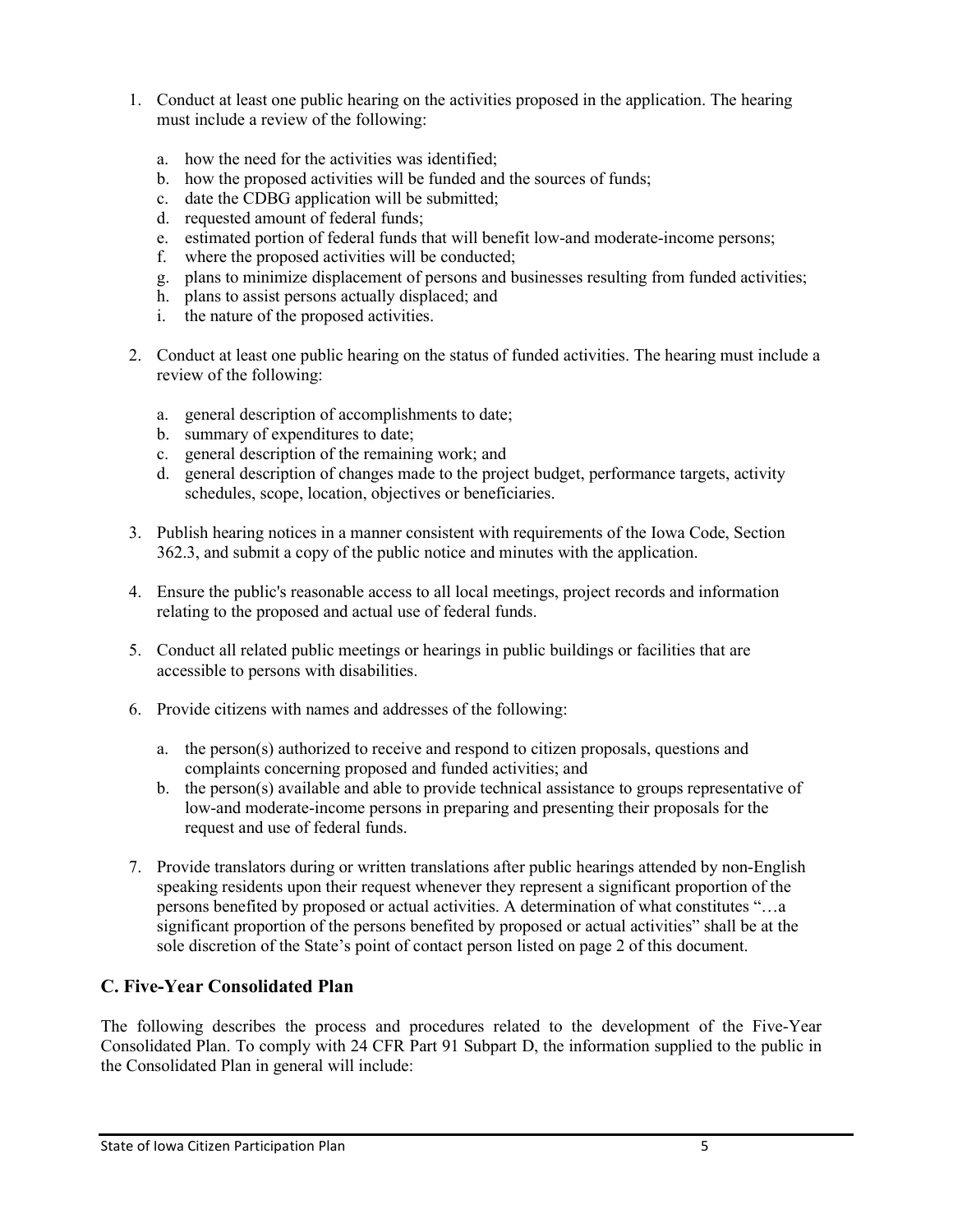1. Conduct at least one public hearing on the activities proposed in the application. The hearing must include a review of the following:

   a. how the need for the activities was identified;
   b. how the proposed activities will be funded and the sources of funds;
   c. date the CDBG application will be submitted;
   d. requested amount of federal funds;
   e. estimated portion of federal funds that will benefit low-and moderate-income persons;
   f. where the proposed activities will be conducted;
   g. plans to minimize displacement of persons and businesses resulting from funded activities;
   h. plans to assist persons actually displaced; and
   i. the nature of the proposed activities.

2. Conduct at least one public hearing on the status of funded activities. The hearing must include a review of the following:

   a. general description of accomplishments to date;
   b. summary of expenditures to date;
   c. general description of the remaining work; and
   d. general description of changes made to the project budget, performance targets, activity schedules, scope, location, objectives or beneficiaries.

3. Publish hearing notices in a manner consistent with requirements of the Iowa Code, Section 362.3, and submit a copy of the public notice and minutes with the application.

4. Ensure the public's reasonable access to all local meetings, project records and information relating to the proposed and actual use of federal funds.

5. Conduct all related public meetings or hearings in public buildings or facilities that are accessible to persons with disabilities.

6. Provide citizens with names and addresses of the following:

   a. the person(s) authorized to receive and respond to citizen proposals, questions and complaints concerning proposed and funded activities; and
   b. the person(s) available and able to provide technical assistance to groups representative of low-and moderate-income persons in preparing and presenting their proposals for the request and use of federal funds.

7. Provide translators during or written translations after public hearings attended by non-English speaking residents upon their request whenever they represent a significant proportion of the persons benefited by proposed or actual activities. A determination of what constitutes "…a significant proportion of the persons benefited by proposed or actual activities" shall be at the sole discretion of the State's point of contact person listed on page 2 of this document.

## C. Five-Year Consolidated Plan

The following describes the process and procedures related to the development of the Five-Year Consolidated Plan. To comply with 24 CFR Part 91 Subpart D, the information supplied to the public in the Consolidated Plan in general will include: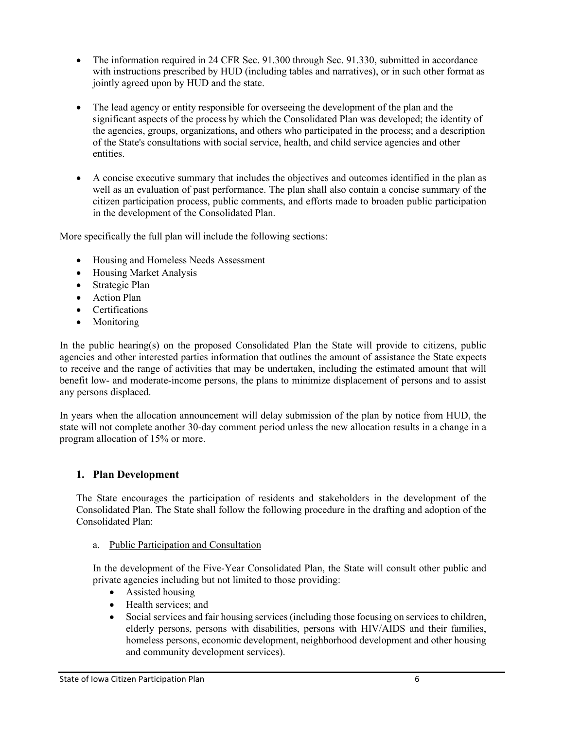- The information required in 24 CFR Sec. 91.300 through Sec. 91.330, submitted in accordance with instructions prescribed by HUD (including tables and narratives), or in such other format as jointly agreed upon by HUD and the state.

- The lead agency or entity responsible for overseeing the development of the plan and the significant aspects of the process by which the Consolidated Plan was developed; the identity of the agencies, groups, organizations, and others who participated in the process; and a description of the State's consultations with social service, health, and child service agencies and other entities.

- A concise executive summary that includes the objectives and outcomes identified in the plan as well as an evaluation of past performance. The plan shall also contain a concise summary of the citizen participation process, public comments, and efforts made to broaden public participation in the development of the Consolidated Plan.

More specifically the full plan will include the following sections:

- Housing and Homeless Needs Assessment
- Housing Market Analysis
- Strategic Plan
- Action Plan
- Certifications
- Monitoring

In the public hearing(s) on the proposed Consolidated Plan the State will provide to citizens, public agencies and other interested parties information that outlines the amount of assistance the State expects to receive and the range of activities that may be undertaken, including the estimated amount that will benefit low- and moderate-income persons, the plans to minimize displacement of persons and to assist any persons displaced.

In years when the allocation announcement will delay submission of the plan by notice from HUD, the state will not complete another 30-day comment period unless the new allocation results in a change in a program allocation of 15% or more.

## 1. Plan Development

The State encourages the participation of residents and stakeholders in the development of the Consolidated Plan. The State shall follow the following procedure in the drafting and adoption of the Consolidated Plan:

a. Public Participation and Consultation

In the development of the Five-Year Consolidated Plan, the State will consult other public and private agencies including but not limited to those providing:

- Assisted housing
- Health services; and
- Social services and fair housing services (including those focusing on services to children, elderly persons, persons with disabilities, persons with HIV/AIDS and their families, homeless persons, economic development, neighborhood development and other housing and community development services).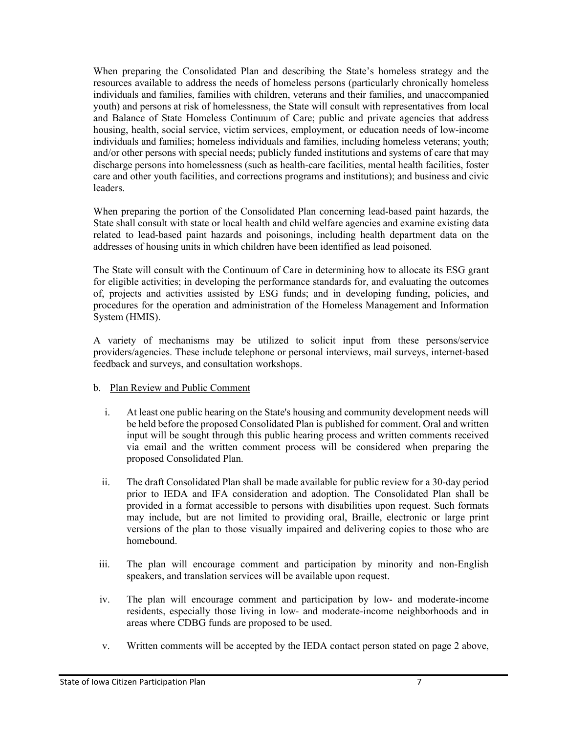When preparing the Consolidated Plan and describing the State's homeless strategy and the resources available to address the needs of homeless persons (particularly chronically homeless individuals and families, families with children, veterans and their families, and unaccompanied youth) and persons at risk of homelessness, the State will consult with representatives from local and Balance of State Homeless Continuum of Care; public and private agencies that address housing, health, social service, victim services, employment, or education needs of low-income individuals and families; homeless individuals and families, including homeless veterans; youth; and/or other persons with special needs; publicly funded institutions and systems of care that may discharge persons into homelessness (such as health-care facilities, mental health facilities, foster care and other youth facilities, and corrections programs and institutions); and business and civic leaders.

When preparing the portion of the Consolidated Plan concerning lead-based paint hazards, the State shall consult with state or local health and child welfare agencies and examine existing data related to lead-based paint hazards and poisonings, including health department data on the addresses of housing units in which children have been identified as lead poisoned.

The State will consult with the Continuum of Care in determining how to allocate its ESG grant for eligible activities; in developing the performance standards for, and evaluating the outcomes of, projects and activities assisted by ESG funds; and in developing funding, policies, and procedures for the operation and administration of the Homeless Management and Information System (HMIS).

A variety of mechanisms may be utilized to solicit input from these persons/service providers/agencies. These include telephone or personal interviews, mail surveys, internet-based feedback and surveys, and consultation workshops.

b. Plan Review and Public Comment

i. At least one public hearing on the State's housing and community development needs will be held before the proposed Consolidated Plan is published for comment. Oral and written input will be sought through this public hearing process and written comments received via email and the written comment process will be considered when preparing the proposed Consolidated Plan.

ii. The draft Consolidated Plan shall be made available for public review for a 30-day period prior to IEDA and IFA consideration and adoption. The Consolidated Plan shall be provided in a format accessible to persons with disabilities upon request. Such formats may include, but are not limited to providing oral, Braille, electronic or large print versions of the plan to those visually impaired and delivering copies to those who are homebound.

iii. The plan will encourage comment and participation by minority and non-English speakers, and translation services will be available upon request.

iv. The plan will encourage comment and participation by low- and moderate-income residents, especially those living in low- and moderate-income neighborhoods and in areas where CDBG funds are proposed to be used.

v. Written comments will be accepted by the IEDA contact person stated on page 2 above,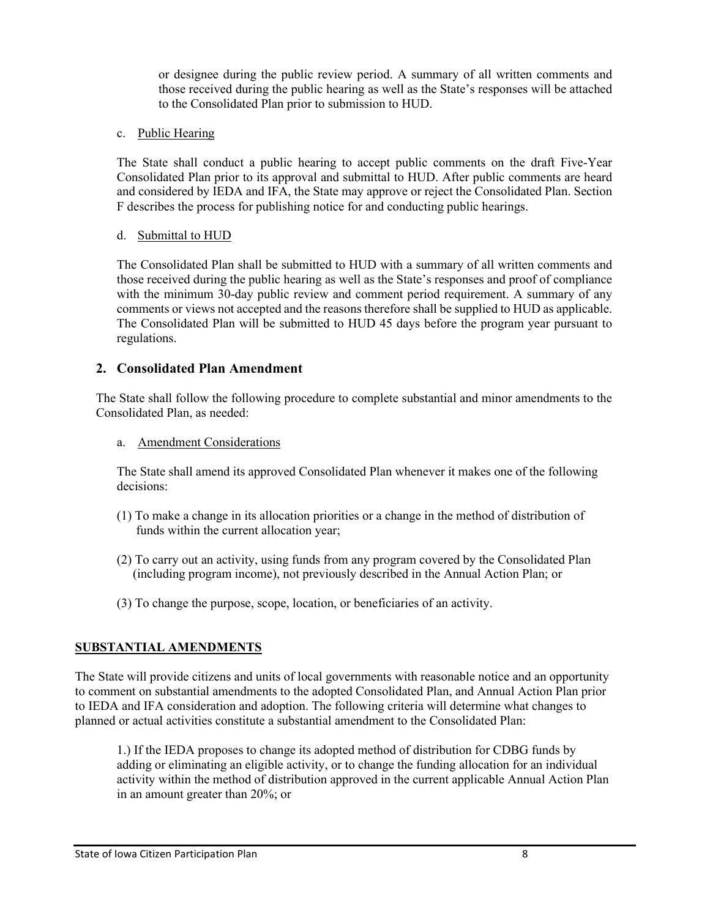or designee during the public review period. A summary of all written comments and those received during the public hearing as well as the State's responses will be attached to the Consolidated Plan prior to submission to HUD.

c. Public Hearing

The State shall conduct a public hearing to accept public comments on the draft Five-Year Consolidated Plan prior to its approval and submittal to HUD. After public comments are heard and considered by IEDA and IFA, the State may approve or reject the Consolidated Plan. Section F describes the process for publishing notice for and conducting public hearings.

d. Submittal to HUD

The Consolidated Plan shall be submitted to HUD with a summary of all written comments and those received during the public hearing as well as the State's responses and proof of compliance with the minimum 30-day public review and comment period requirement. A summary of any comments or views not accepted and the reasons therefore shall be supplied to HUD as applicable. The Consolidated Plan will be submitted to HUD 45 days before the program year pursuant to regulations.

## 2. Consolidated Plan Amendment

The State shall follow the following procedure to complete substantial and minor amendments to the Consolidated Plan, as needed:

a. Amendment Considerations

The State shall amend its approved Consolidated Plan whenever it makes one of the following decisions:

(1) To make a change in its allocation priorities or a change in the method of distribution of funds within the current allocation year;

(2) To carry out an activity, using funds from any program covered by the Consolidated Plan (including program income), not previously described in the Annual Action Plan; or

(3) To change the purpose, scope, location, or beneficiaries of an activity.

**SUBSTANTIAL AMENDMENTS**

The State will provide citizens and units of local governments with reasonable notice and an opportunity to comment on substantial amendments to the adopted Consolidated Plan, and Annual Action Plan prior to IEDA and IFA consideration and adoption. The following criteria will determine what changes to planned or actual activities constitute a substantial amendment to the Consolidated Plan:

1.) If the IEDA proposes to change its adopted method of distribution for CDBG funds by adding or eliminating an eligible activity, or to change the funding allocation for an individual activity within the method of distribution approved in the current applicable Annual Action Plan in an amount greater than 20%; or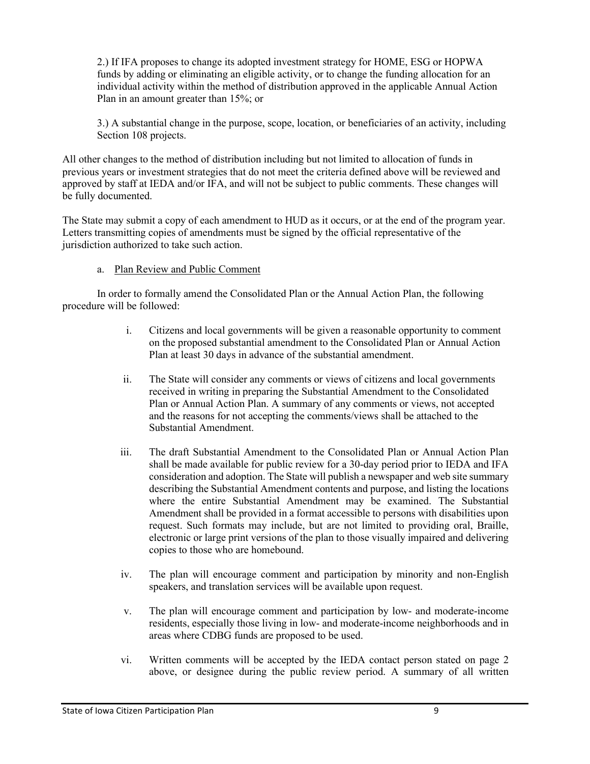2.) If IFA proposes to change its adopted investment strategy for HOME, ESG or HOPWA funds by adding or eliminating an eligible activity, or to change the funding allocation for an individual activity within the method of distribution approved in the applicable Annual Action Plan in an amount greater than 15%; or

3.) A substantial change in the purpose, scope, location, or beneficiaries of an activity, including Section 108 projects.

All other changes to the method of distribution including but not limited to allocation of funds in previous years or investment strategies that do not meet the criteria defined above will be reviewed and approved by staff at IEDA and/or IFA, and will not be subject to public comments. These changes will be fully documented.

The State may submit a copy of each amendment to HUD as it occurs, or at the end of the program year. Letters transmitting copies of amendments must be signed by the official representative of the jurisdiction authorized to take such action.

a. Plan Review and Public Comment

In order to formally amend the Consolidated Plan or the Annual Action Plan, the following procedure will be followed:

i. Citizens and local governments will be given a reasonable opportunity to comment on the proposed substantial amendment to the Consolidated Plan or Annual Action Plan at least 30 days in advance of the substantial amendment.

ii. The State will consider any comments or views of citizens and local governments received in writing in preparing the Substantial Amendment to the Consolidated Plan or Annual Action Plan. A summary of any comments or views, not accepted and the reasons for not accepting the comments/views shall be attached to the Substantial Amendment.

iii. The draft Substantial Amendment to the Consolidated Plan or Annual Action Plan shall be made available for public review for a 30-day period prior to IEDA and IFA consideration and adoption. The State will publish a newspaper and web site summary describing the Substantial Amendment contents and purpose, and listing the locations where the entire Substantial Amendment may be examined. The Substantial Amendment shall be provided in a format accessible to persons with disabilities upon request. Such formats may include, but are not limited to providing oral, Braille, electronic or large print versions of the plan to those visually impaired and delivering copies to those who are homebound.

iv. The plan will encourage comment and participation by minority and non-English speakers, and translation services will be available upon request.

v. The plan will encourage comment and participation by low- and moderate-income residents, especially those living in low- and moderate-income neighborhoods and in areas where CDBG funds are proposed to be used.

vi. Written comments will be accepted by the IEDA contact person stated on page 2 above, or designee during the public review period. A summary of all written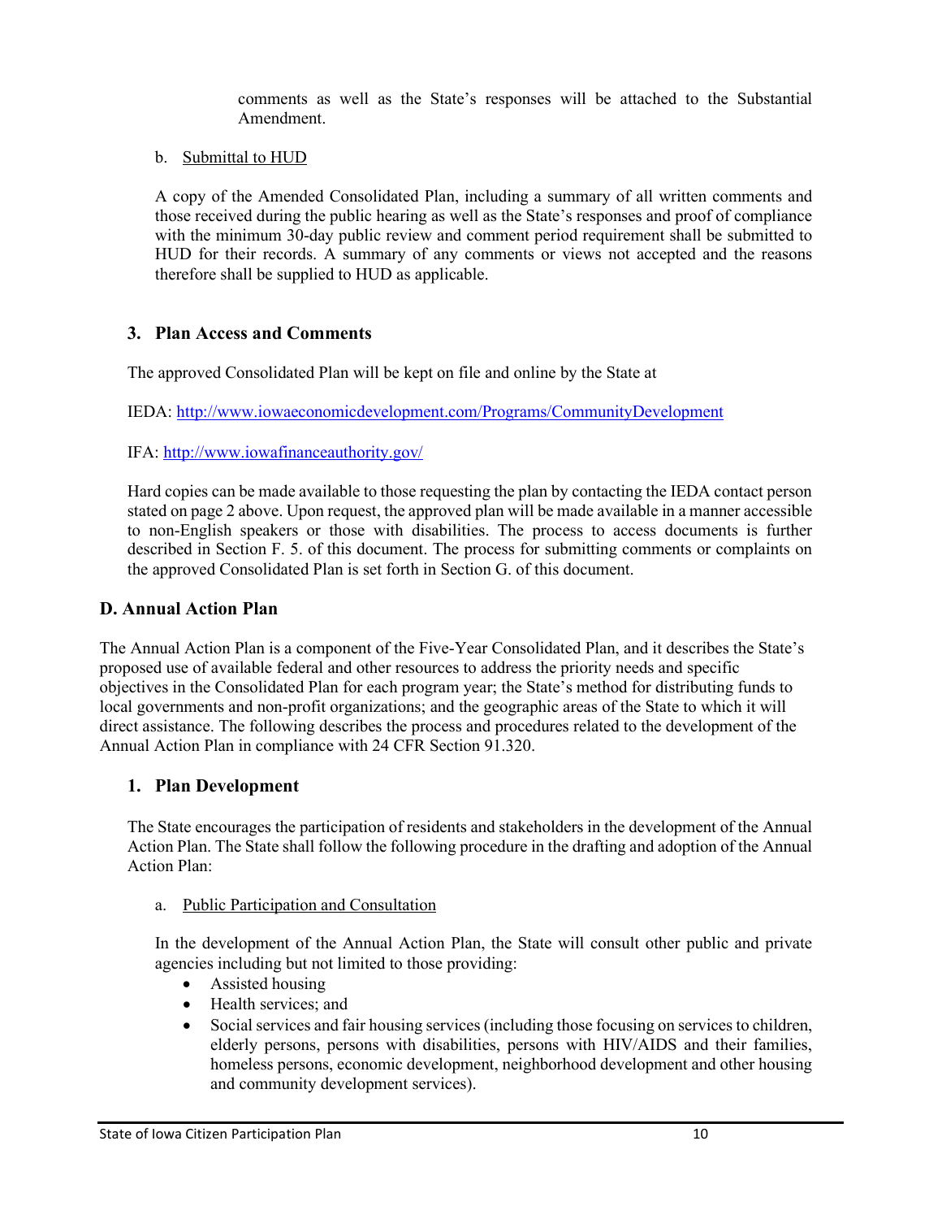comments as well as the State's responses will be attached to the Substantial Amendment.

b. Submittal to HUD

A copy of the Amended Consolidated Plan, including a summary of all written comments and those received during the public hearing as well as the State's responses and proof of compliance with the minimum 30-day public review and comment period requirement shall be submitted to HUD for their records. A summary of any comments or views not accepted and the reasons therefore shall be supplied to HUD as applicable.

### 3. Plan Access and Comments

The approved Consolidated Plan will be kept on file and online by the State at

IEDA: http://www.iowaeconomicdevelopment.com/Programs/CommunityDevelopment

IFA: http://www.iowafinanceauthority.gov/

Hard copies can be made available to those requesting the plan by contacting the IEDA contact person stated on page 2 above. Upon request, the approved plan will be made available in a manner accessible to non-English speakers or those with disabilities. The process to access documents is further described in Section F. 5. of this document. The process for submitting comments or complaints on the approved Consolidated Plan is set forth in Section G. of this document.

## D. Annual Action Plan

The Annual Action Plan is a component of the Five-Year Consolidated Plan, and it describes the State's proposed use of available federal and other resources to address the priority needs and specific objectives in the Consolidated Plan for each program year; the State's method for distributing funds to local governments and non-profit organizations; and the geographic areas of the State to which it will direct assistance. The following describes the process and procedures related to the development of the Annual Action Plan in compliance with 24 CFR Section 91.320.

### 1. Plan Development

The State encourages the participation of residents and stakeholders in the development of the Annual Action Plan. The State shall follow the following procedure in the drafting and adoption of the Annual Action Plan:

a. Public Participation and Consultation

In the development of the Annual Action Plan, the State will consult other public and private agencies including but not limited to those providing:

- Assisted housing
- Health services; and
- Social services and fair housing services (including those focusing on services to children, elderly persons, persons with disabilities, persons with HIV/AIDS and their families, homeless persons, economic development, neighborhood development and other housing and community development services).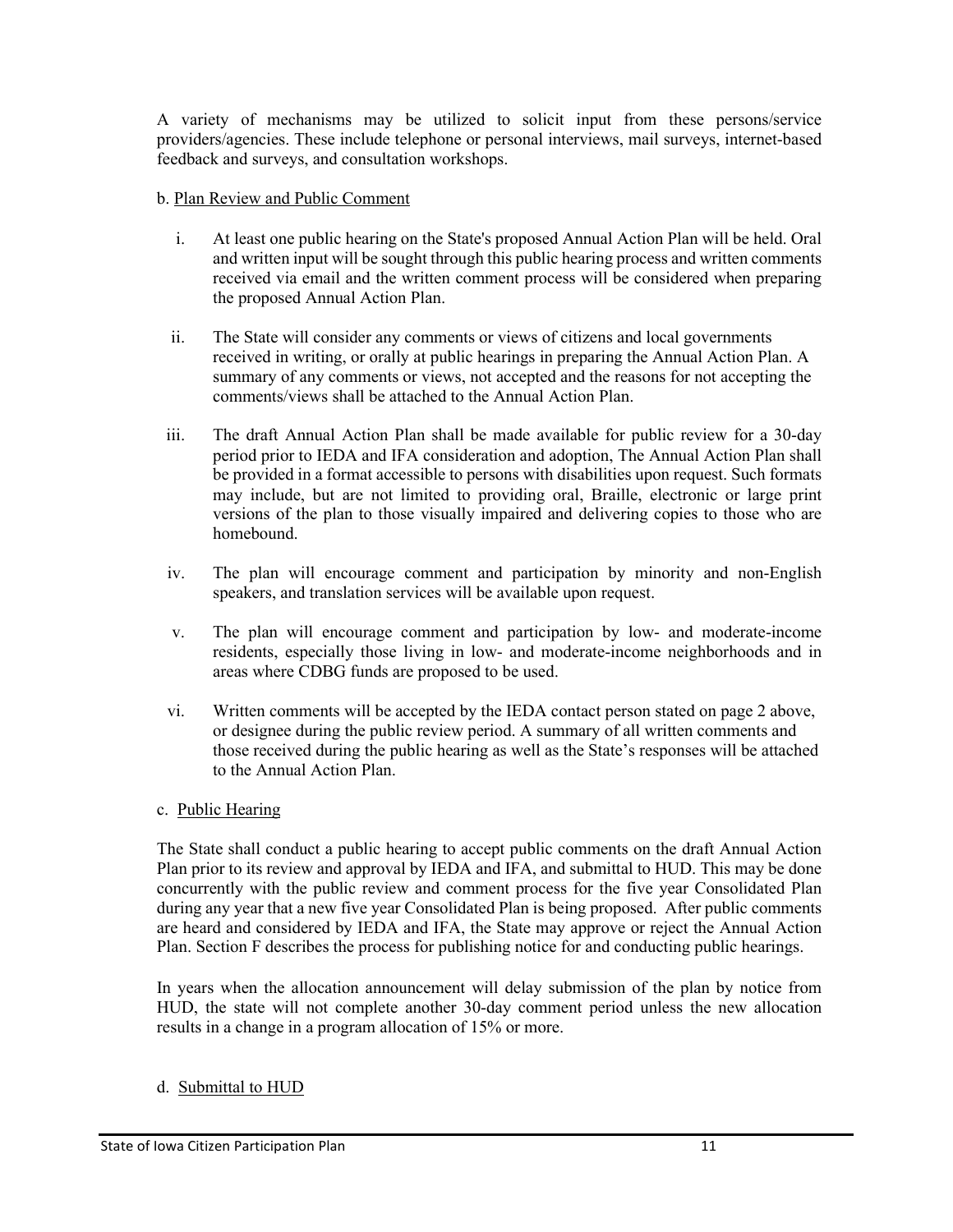A variety of mechanisms may be utilized to solicit input from these persons/service providers/agencies. These include telephone or personal interviews, mail surveys, internet-based feedback and surveys, and consultation workshops.

b. Plan Review and Public Comment

i. At least one public hearing on the State's proposed Annual Action Plan will be held. Oral and written input will be sought through this public hearing process and written comments received via email and the written comment process will be considered when preparing the proposed Annual Action Plan.

ii. The State will consider any comments or views of citizens and local governments received in writing, or orally at public hearings in preparing the Annual Action Plan. A summary of any comments or views, not accepted and the reasons for not accepting the comments/views shall be attached to the Annual Action Plan.

iii. The draft Annual Action Plan shall be made available for public review for a 30-day period prior to IEDA and IFA consideration and adoption, The Annual Action Plan shall be provided in a format accessible to persons with disabilities upon request. Such formats may include, but are not limited to providing oral, Braille, electronic or large print versions of the plan to those visually impaired and delivering copies to those who are homebound.

iv. The plan will encourage comment and participation by minority and non-English speakers, and translation services will be available upon request.

v. The plan will encourage comment and participation by low- and moderate-income residents, especially those living in low- and moderate-income neighborhoods and in areas where CDBG funds are proposed to be used.

vi. Written comments will be accepted by the IEDA contact person stated on page 2 above, or designee during the public review period. A summary of all written comments and those received during the public hearing as well as the State's responses will be attached to the Annual Action Plan.

c. Public Hearing

The State shall conduct a public hearing to accept public comments on the draft Annual Action Plan prior to its review and approval by IEDA and IFA, and submittal to HUD. This may be done concurrently with the public review and comment process for the five year Consolidated Plan during any year that a new five year Consolidated Plan is being proposed. After public comments are heard and considered by IEDA and IFA, the State may approve or reject the Annual Action Plan. Section F describes the process for publishing notice for and conducting public hearings.

In years when the allocation announcement will delay submission of the plan by notice from HUD, the state will not complete another 30-day comment period unless the new allocation results in a change in a program allocation of 15% or more.

d. Submittal to HUD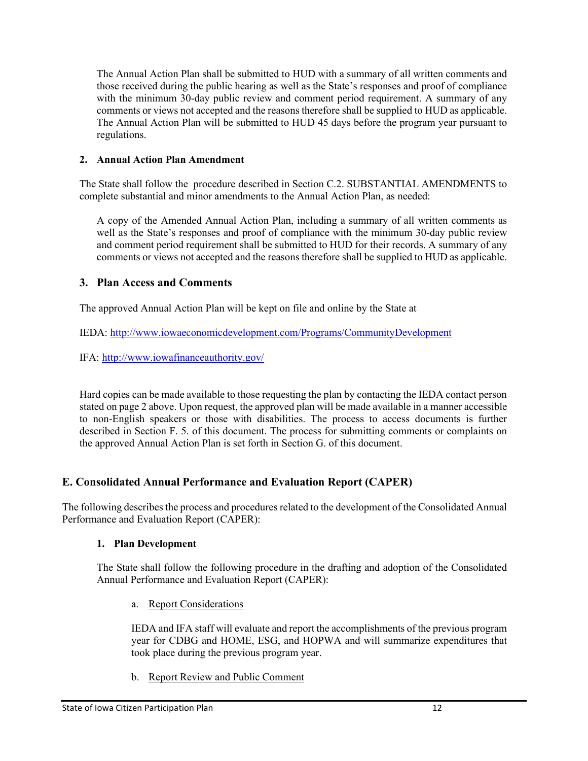The Annual Action Plan shall be submitted to HUD with a summary of all written comments and those received during the public hearing as well as the State's responses and proof of compliance with the minimum 30-day public review and comment period requirement. A summary of any comments or views not accepted and the reasons therefore shall be supplied to HUD as applicable. The Annual Action Plan will be submitted to HUD 45 days before the program year pursuant to regulations.

**2. Annual Action Plan Amendment**

The State shall follow the procedure described in Section C.2. SUBSTANTIAL AMENDMENTS to complete substantial and minor amendments to the Annual Action Plan, as needed:

A copy of the Amended Annual Action Plan, including a summary of all written comments as well as the State's responses and proof of compliance with the minimum 30-day public review and comment period requirement shall be submitted to HUD for their records. A summary of any comments or views not accepted and the reasons therefore shall be supplied to HUD as applicable.

### 3. Plan Access and Comments

The approved Annual Action Plan will be kept on file and online by the State at

IEDA: [http://www.iowaeconomicdevelopment.com/Programs/CommunityDevelopment](http://www.iowaeconomicdevelopment.com/Programs/CommunityDevelopment)

IFA: [http://www.iowafinanceauthority.gov/](http://www.iowafinanceauthority.gov/)

Hard copies can be made available to those requesting the plan by contacting the IEDA contact person stated on page 2 above. Upon request, the approved plan will be made available in a manner accessible to non-English speakers or those with disabilities. The process to access documents is further described in Section F. 5. of this document. The process for submitting comments or complaints on the approved Annual Action Plan is set forth in Section G. of this document.

## E. Consolidated Annual Performance and Evaluation Report (CAPER)

The following describes the process and procedures related to the development of the Consolidated Annual Performance and Evaluation Report (CAPER):

**1. Plan Development**

The State shall follow the following procedure in the drafting and adoption of the Consolidated Annual Performance and Evaluation Report (CAPER):

a. Report Considerations

IEDA and IFA staff will evaluate and report the accomplishments of the previous program year for CDBG and HOME, ESG, and HOPWA and will summarize expenditures that took place during the previous program year.

b. Report Review and Public Comment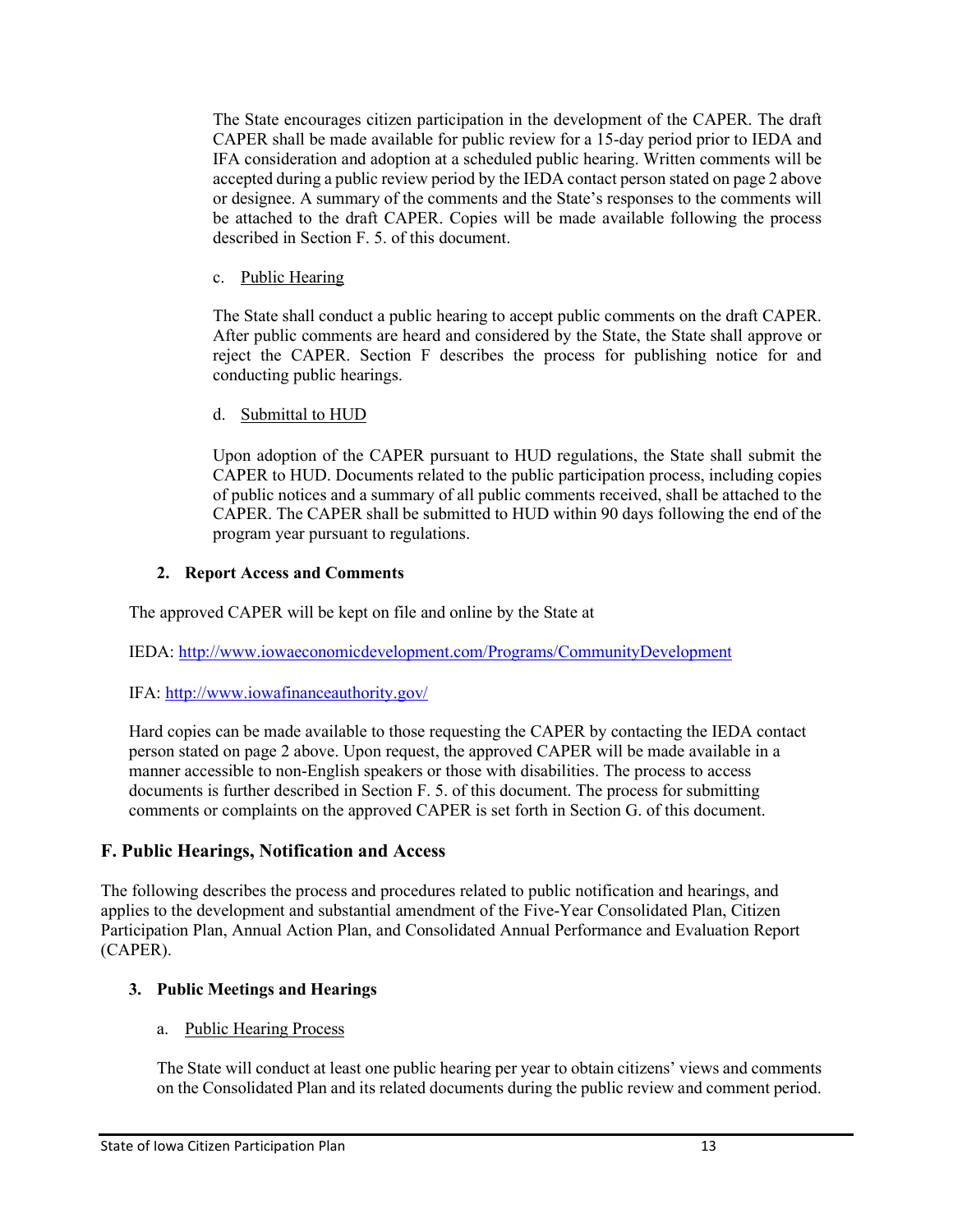The State encourages citizen participation in the development of the CAPER. The draft CAPER shall be made available for public review for a 15-day period prior to IEDA and IFA consideration and adoption at a scheduled public hearing. Written comments will be accepted during a public review period by the IEDA contact person stated on page 2 above or designee. A summary of the comments and the State's responses to the comments will be attached to the draft CAPER. Copies will be made available following the process described in Section F. 5. of this document.

c. Public Hearing

The State shall conduct a public hearing to accept public comments on the draft CAPER. After public comments are heard and considered by the State, the State shall approve or reject the CAPER. Section F describes the process for publishing notice for and conducting public hearings.

d. Submittal to HUD

Upon adoption of the CAPER pursuant to HUD regulations, the State shall submit the CAPER to HUD. Documents related to the public participation process, including copies of public notices and a summary of all public comments received, shall be attached to the CAPER. The CAPER shall be submitted to HUD within 90 days following the end of the program year pursuant to regulations.

**2. Report Access and Comments**

The approved CAPER will be kept on file and online by the State at

IEDA: [http://www.iowaeconomicdevelopment.com/Programs/CommunityDevelopment](http://www.iowaeconomicdevelopment.com/Programs/CommunityDevelopment)

IFA: [http://www.iowafinanceauthority.gov/](http://www.iowafinanceauthority.gov/)

Hard copies can be made available to those requesting the CAPER by contacting the IEDA contact person stated on page 2 above. Upon request, the approved CAPER will be made available in a manner accessible to non-English speakers or those with disabilities. The process to access documents is further described in Section F. 5. of this document. The process for submitting comments or complaints on the approved CAPER is set forth in Section G. of this document.

## F. Public Hearings, Notification and Access

The following describes the process and procedures related to public notification and hearings, and applies to the development and substantial amendment of the Five-Year Consolidated Plan, Citizen Participation Plan, Annual Action Plan, and Consolidated Annual Performance and Evaluation Report (CAPER).

**3. Public Meetings and Hearings**

a. Public Hearing Process

The State will conduct at least one public hearing per year to obtain citizens' views and comments on the Consolidated Plan and its related documents during the public review and comment period.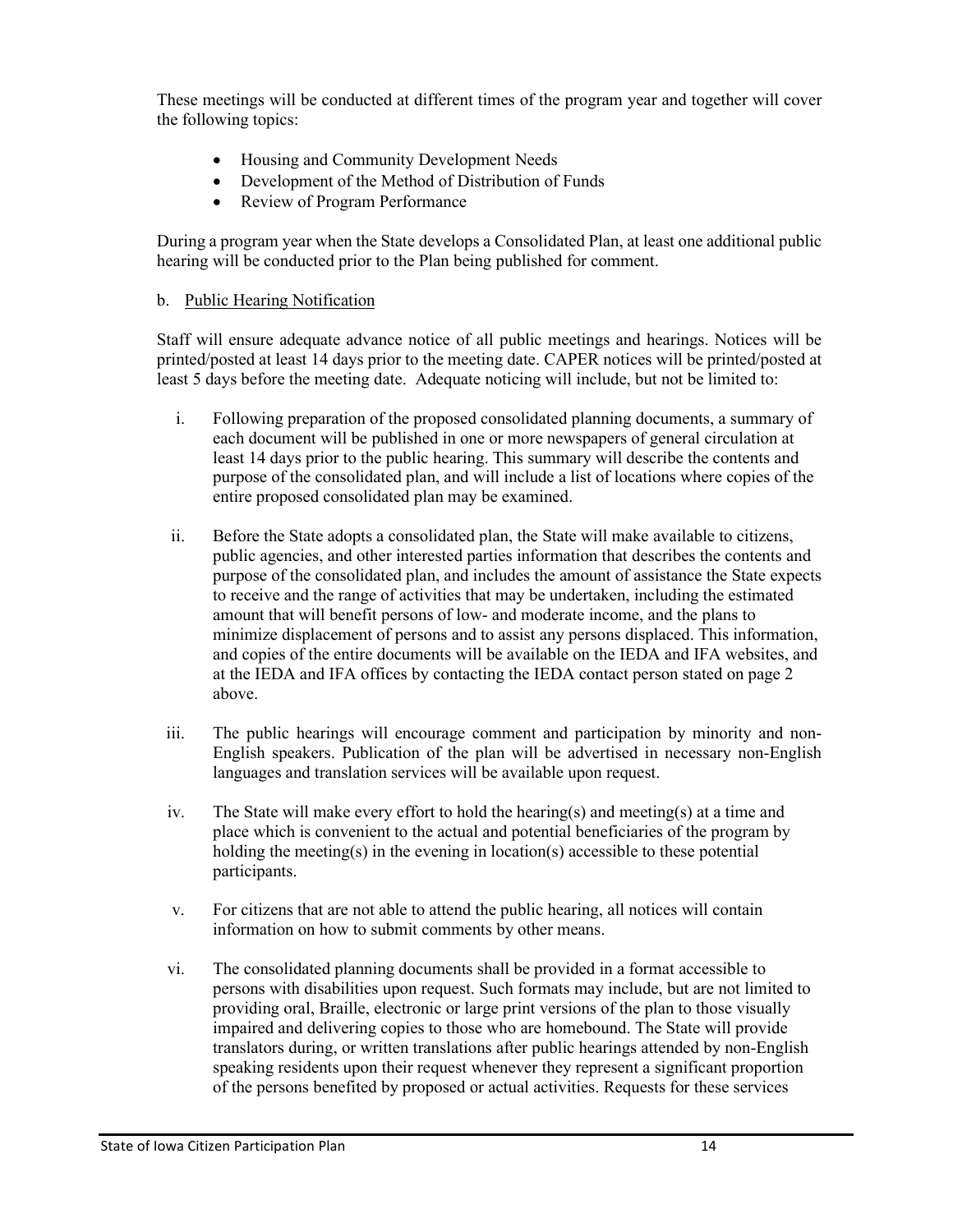These meetings will be conducted at different times of the program year and together will cover the following topics:

- Housing and Community Development Needs
- Development of the Method of Distribution of Funds
- Review of Program Performance

During a program year when the State develops a Consolidated Plan, at least one additional public hearing will be conducted prior to the Plan being published for comment.

b. <u>Public Hearing Notification</u>

Staff will ensure adequate advance notice of all public meetings and hearings. Notices will be printed/posted at least 14 days prior to the meeting date. CAPER notices will be printed/posted at least 5 days before the meeting date. Adequate noticing will include, but not be limited to:

i. Following preparation of the proposed consolidated planning documents, a summary of each document will be published in one or more newspapers of general circulation at least 14 days prior to the public hearing. This summary will describe the contents and purpose of the consolidated plan, and will include a list of locations where copies of the entire proposed consolidated plan may be examined.

ii. Before the State adopts a consolidated plan, the State will make available to citizens, public agencies, and other interested parties information that describes the contents and purpose of the consolidated plan, and includes the amount of assistance the State expects to receive and the range of activities that may be undertaken, including the estimated amount that will benefit persons of low- and moderate income, and the plans to minimize displacement of persons and to assist any persons displaced. This information, and copies of the entire documents will be available on the IEDA and IFA websites, and at the IEDA and IFA offices by contacting the IEDA contact person stated on page 2 above.

iii. The public hearings will encourage comment and participation by minority and non-English speakers. Publication of the plan will be advertised in necessary non-English languages and translation services will be available upon request.

iv. The State will make every effort to hold the hearing(s) and meeting(s) at a time and place which is convenient to the actual and potential beneficiaries of the program by holding the meeting(s) in the evening in location(s) accessible to these potential participants.

v. For citizens that are not able to attend the public hearing, all notices will contain information on how to submit comments by other means.

vi. The consolidated planning documents shall be provided in a format accessible to persons with disabilities upon request. Such formats may include, but are not limited to providing oral, Braille, electronic or large print versions of the plan to those visually impaired and delivering copies to those who are homebound. The State will provide translators during, or written translations after public hearings attended by non-English speaking residents upon their request whenever they represent a significant proportion of the persons benefited by proposed or actual activities. Requests for these services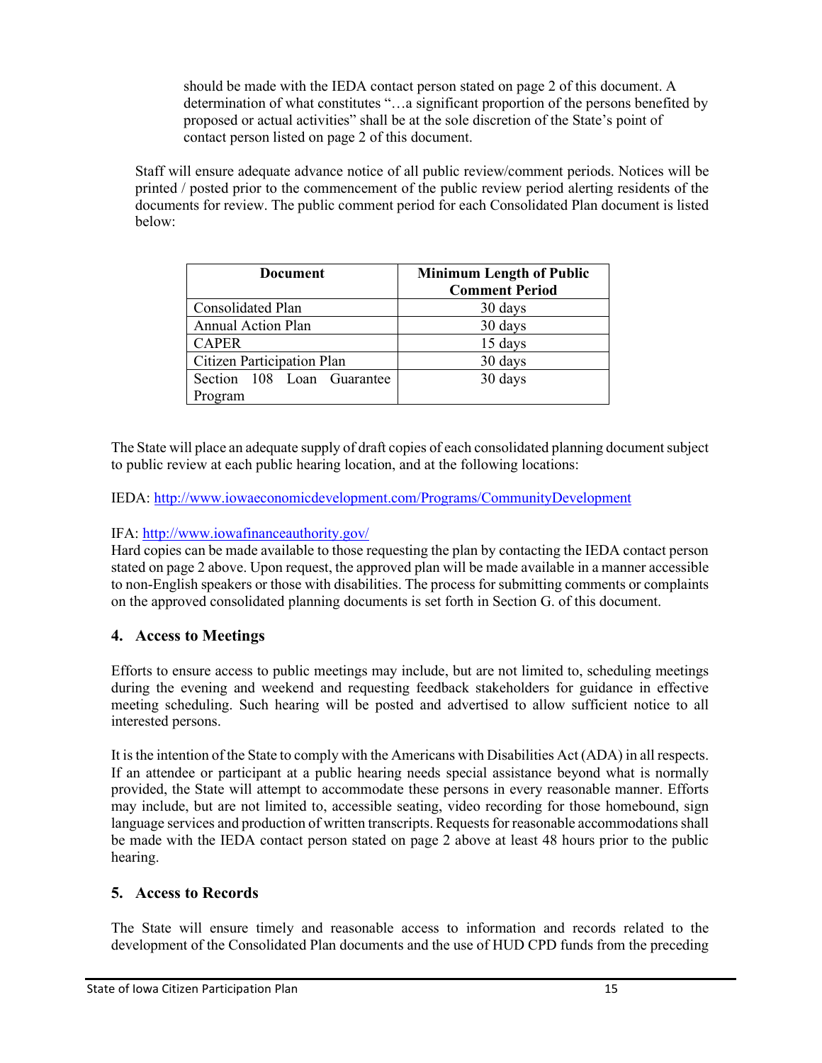should be made with the IEDA contact person stated on page 2 of this document. A determination of what constitutes "…a significant proportion of the persons benefited by proposed or actual activities" shall be at the sole discretion of the State's point of contact person listed on page 2 of this document.

Staff will ensure adequate advance notice of all public review/comment periods. Notices will be printed / posted prior to the commencement of the public review period alerting residents of the documents for review. The public comment period for each Consolidated Plan document is listed below:

| Document | Minimum Length of Public Comment Period |
|---|---|
| Consolidated Plan | 30 days |
| Annual Action Plan | 30 days |
| CAPER | 15 days |
| Citizen Participation Plan | 30 days |
| Section 108 Loan Guarantee Program | 30 days |

The State will place an adequate supply of draft copies of each consolidated planning document subject to public review at each public hearing location, and at the following locations:

IEDA: http://www.iowaeconomicdevelopment.com/Programs/CommunityDevelopment

IFA: http://www.iowafinanceauthority.gov/

Hard copies can be made available to those requesting the plan by contacting the IEDA contact person stated on page 2 above. Upon request, the approved plan will be made available in a manner accessible to non-English speakers or those with disabilities. The process for submitting comments or complaints on the approved consolidated planning documents is set forth in Section G. of this document.

## 4. Access to Meetings

Efforts to ensure access to public meetings may include, but are not limited to, scheduling meetings during the evening and weekend and requesting feedback stakeholders for guidance in effective meeting scheduling. Such hearing will be posted and advertised to allow sufficient notice to all interested persons.

It is the intention of the State to comply with the Americans with Disabilities Act (ADA) in all respects. If an attendee or participant at a public hearing needs special assistance beyond what is normally provided, the State will attempt to accommodate these persons in every reasonable manner. Efforts may include, but are not limited to, accessible seating, video recording for those homebound, sign language services and production of written transcripts. Requests for reasonable accommodations shall be made with the IEDA contact person stated on page 2 above at least 48 hours prior to the public hearing.

## 5. Access to Records

The State will ensure timely and reasonable access to information and records related to the development of the Consolidated Plan documents and the use of HUD CPD funds from the preceding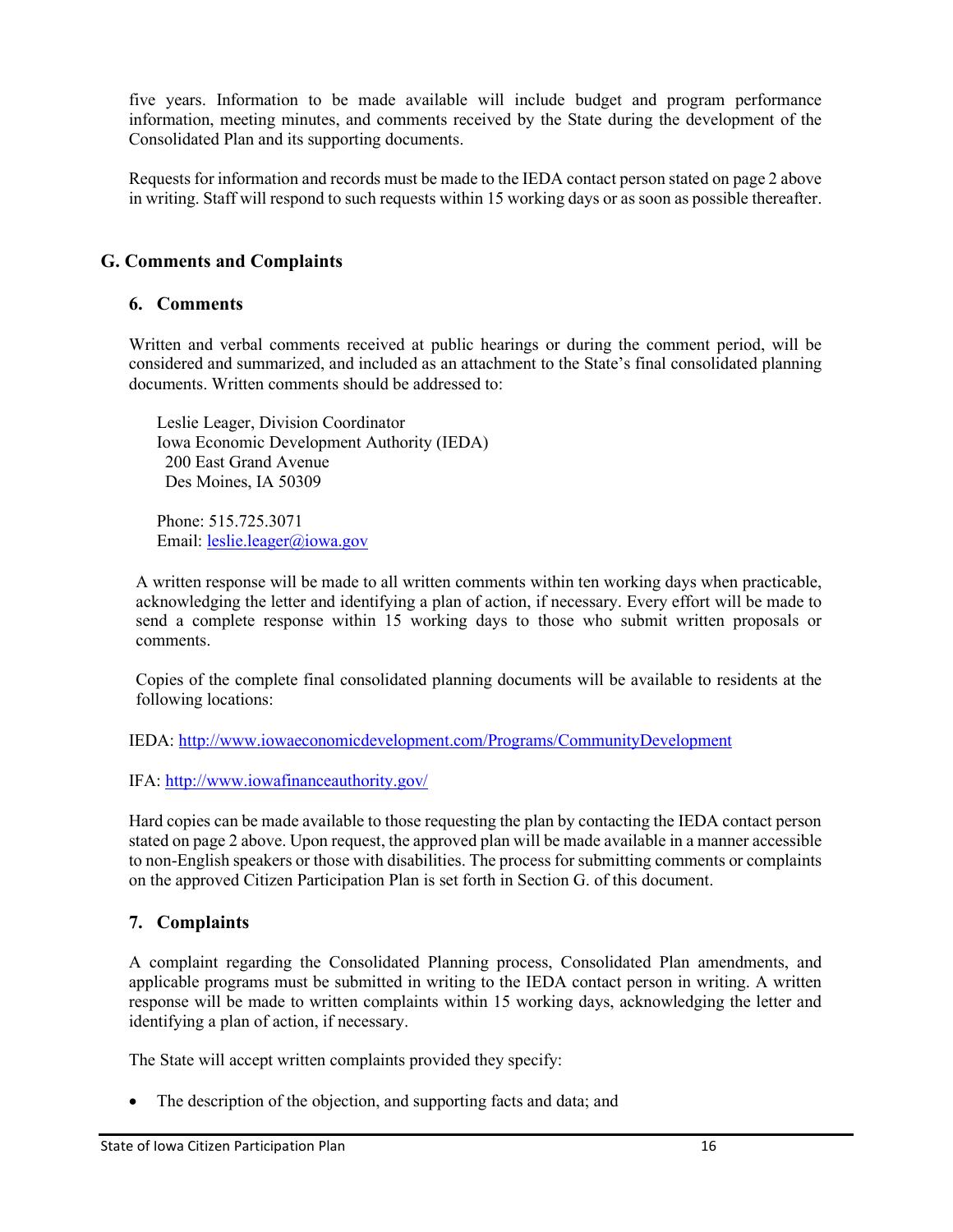five years. Information to be made available will include budget and program performance information, meeting minutes, and comments received by the State during the development of the Consolidated Plan and its supporting documents.

Requests for information and records must be made to the IEDA contact person stated on page 2 above in writing. Staff will respond to such requests within 15 working days or as soon as possible thereafter.

## G. Comments and Complaints

### 6. Comments

Written and verbal comments received at public hearings or during the comment period, will be considered and summarized, and included as an attachment to the State's final consolidated planning documents. Written comments should be addressed to:

Leslie Leager, Division Coordinator
Iowa Economic Development Authority (IEDA)
200 East Grand Avenue
Des Moines, IA 50309

Phone: 515.725.3071
Email: leslie.leager@iowa.gov

A written response will be made to all written comments within ten working days when practicable, acknowledging the letter and identifying a plan of action, if necessary. Every effort will be made to send a complete response within 15 working days to those who submit written proposals or comments.

Copies of the complete final consolidated planning documents will be available to residents at the following locations:

IEDA: http://www.iowaeconomicdevelopment.com/Programs/CommunityDevelopment

IFA: http://www.iowafinanceauthority.gov/

Hard copies can be made available to those requesting the plan by contacting the IEDA contact person stated on page 2 above. Upon request, the approved plan will be made available in a manner accessible to non-English speakers or those with disabilities. The process for submitting comments or complaints on the approved Citizen Participation Plan is set forth in Section G. of this document.

### 7. Complaints

A complaint regarding the Consolidated Planning process, Consolidated Plan amendments, and applicable programs must be submitted in writing to the IEDA contact person in writing. A written response will be made to written complaints within 15 working days, acknowledging the letter and identifying a plan of action, if necessary.

The State will accept written complaints provided they specify:

- The description of the objection, and supporting facts and data; and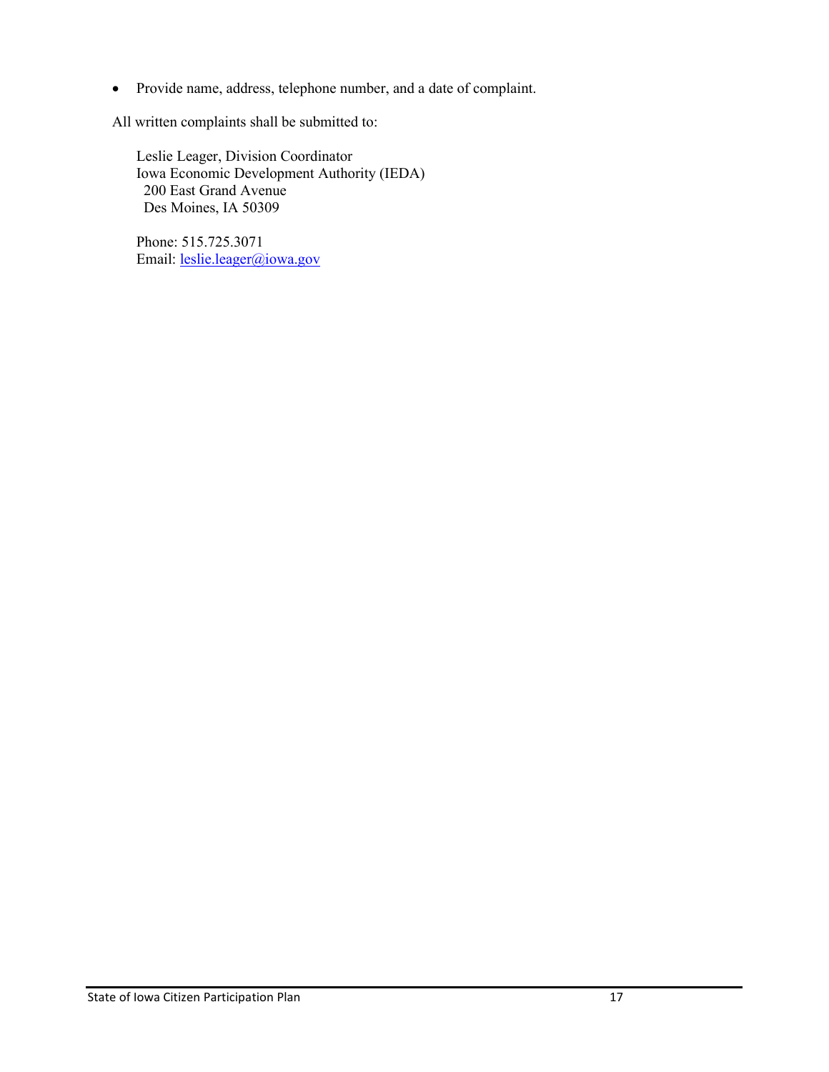- Provide name, address, telephone number, and a date of complaint.

All written complaints shall be submitted to:

Leslie Leager, Division Coordinator
Iowa Economic Development Authority (IEDA)
200 East Grand Avenue
Des Moines, IA 50309

Phone: 515.725.3071
Email: leslie.leager@iowa.gov